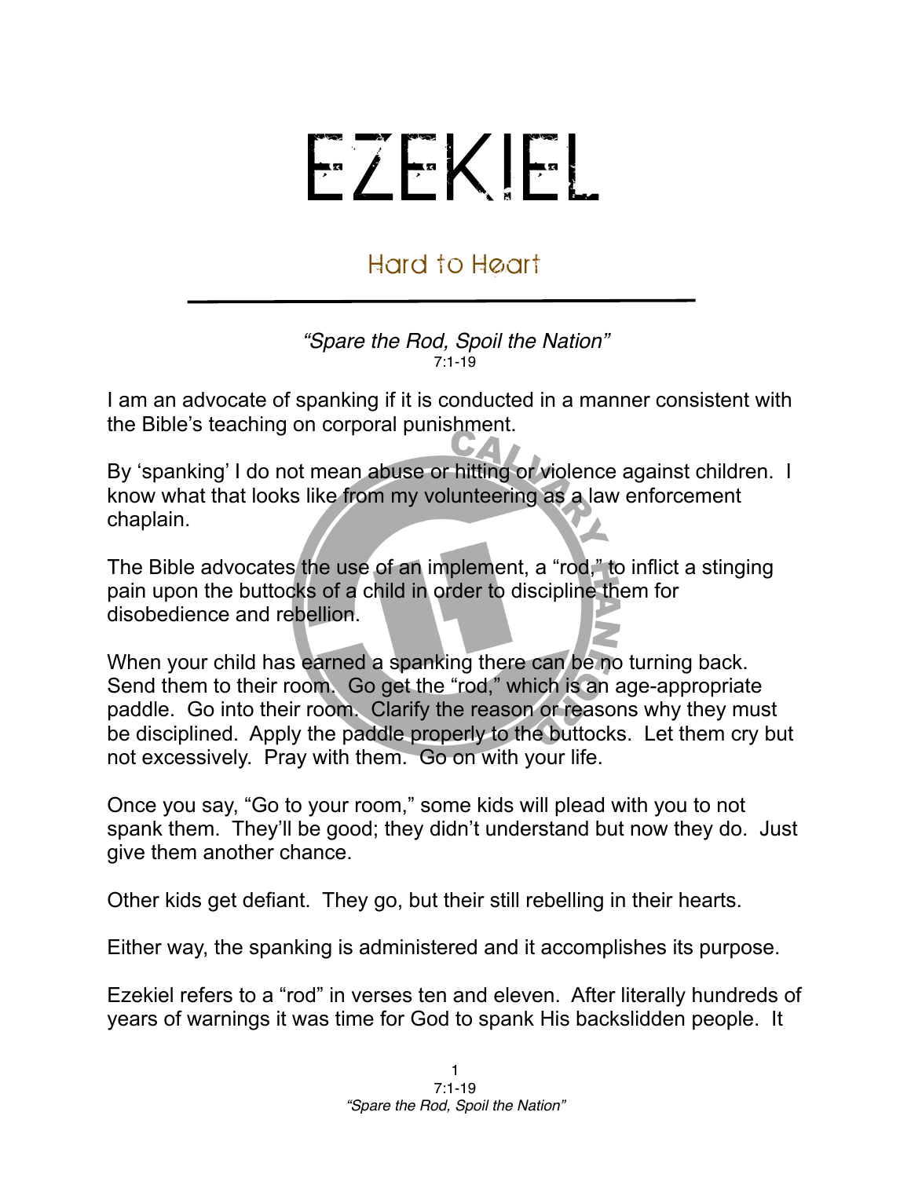# EZEKIEL

## Hard to Heart

*"Spare the Rod, Spoil the Nation"*
7:1-19

I am an advocate of spanking if it is conducted in a manner consistent with the Bible's teaching on corporal punishment.

By 'spanking' I do not mean abuse or hitting or violence against children. I know what that looks like from my volunteering as a law enforcement chaplain.

The Bible advocates the use of an implement, a "rod," to inflict a stinging pain upon the buttocks of a child in order to discipline them for disobedience and rebellion.

When your child has earned a spanking there can be no turning back. Send them to their room. Go get the "rod," which is an age-appropriate paddle. Go into their room. Clarify the reason or reasons why they must be disciplined. Apply the paddle properly to the buttocks. Let them cry but not excessively. Pray with them. Go on with your life.

Once you say, "Go to your room," some kids will plead with you to not spank them. They'll be good; they didn't understand but now they do. Just give them another chance.

Other kids get defiant. They go, but their still rebelling in their hearts.

Either way, the spanking is administered and it accomplishes its purpose.

Ezekiel refers to a "rod" in verses ten and eleven. After literally hundreds of years of warnings it was time for God to spank His backslidden people. It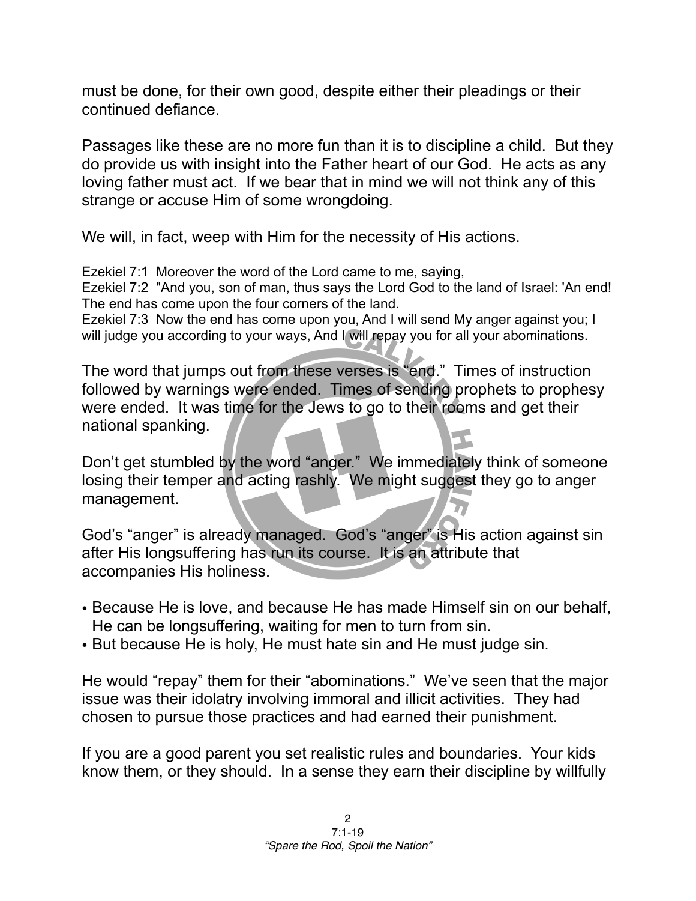must be done, for their own good, despite either their pleadings or their continued defiance.

Passages like these are no more fun than it is to discipline a child. But they do provide us with insight into the Father heart of our God. He acts as any loving father must act. If we bear that in mind we will not think any of this strange or accuse Him of some wrongdoing.

We will, in fact, weep with Him for the necessity of His actions.

Ezekiel 7:1 Moreover the word of the Lord came to me, saying,
Ezekiel 7:2 "And you, son of man, thus says the Lord God to the land of Israel: 'An end! The end has come upon the four corners of the land.
Ezekiel 7:3 Now the end has come upon you, And I will send My anger against you; I will judge you according to your ways, And I will repay you for all your abominations.

The word that jumps out from these verses is "end." Times of instruction followed by warnings were ended. Times of sending prophets to prophesy were ended. It was time for the Jews to go to their rooms and get their national spanking.

Don't get stumbled by the word "anger." We immediately think of someone losing their temper and acting rashly. We might suggest they go to anger management.

God's "anger" is already managed. God's "anger" is His action against sin after His longsuffering has run its course. It is an attribute that accompanies His holiness.

- Because He is love, and because He has made Himself sin on our behalf, He can be longsuffering, waiting for men to turn from sin.
- But because He is holy, He must hate sin and He must judge sin.

He would "repay" them for their "abominations." We've seen that the major issue was their idolatry involving immoral and illicit activities. They had chosen to pursue those practices and had earned their punishment.

If you are a good parent you set realistic rules and boundaries. Your kids know them, or they should. In a sense they earn their discipline by willfully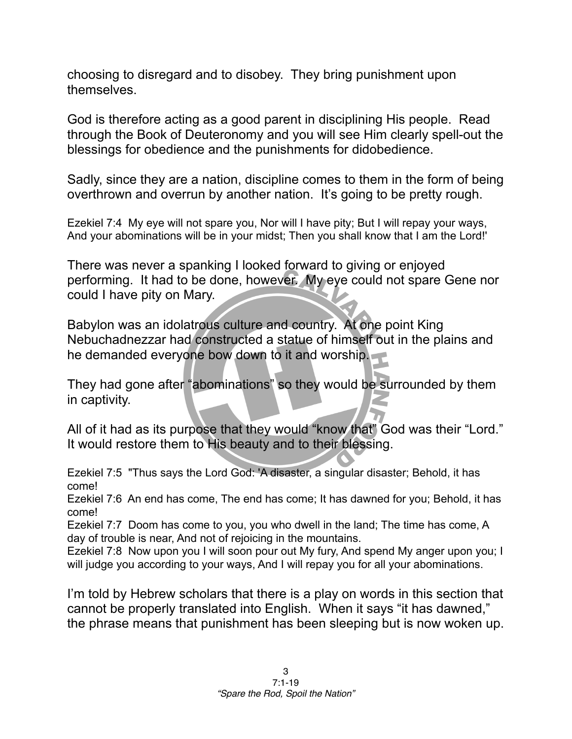choosing to disregard and to disobey. They bring punishment upon themselves.

God is therefore acting as a good parent in disciplining His people. Read through the Book of Deuteronomy and you will see Him clearly spell-out the blessings for obedience and the punishments for didobedience.

Sadly, since they are a nation, discipline comes to them in the form of being overthrown and overrun by another nation. It's going to be pretty rough.

Ezekiel 7:4 My eye will not spare you, Nor will I have pity; But I will repay your ways, And your abominations will be in your midst; Then you shall know that I am the Lord!'

There was never a spanking I looked forward to giving or enjoyed performing. It had to be done, however. My eye could not spare Gene nor could I have pity on Mary.

Babylon was an idolatrous culture and country. At one point King Nebuchadnezzar had constructed a statue of himself out in the plains and he demanded everyone bow down to it and worship.

They had gone after "abominations" so they would be surrounded by them in captivity.

All of it had as its purpose that they would "know that" God was their "Lord." It would restore them to His beauty and to their blessing.

Ezekiel 7:5 "Thus says the Lord God: 'A disaster, a singular disaster; Behold, it has come!
Ezekiel 7:6 An end has come, The end has come; It has dawned for you; Behold, it has come!
Ezekiel 7:7 Doom has come to you, you who dwell in the land; The time has come, A day of trouble is near, And not of rejoicing in the mountains.
Ezekiel 7:8 Now upon you I will soon pour out My fury, And spend My anger upon you; I will judge you according to your ways, And I will repay you for all your abominations.

I'm told by Hebrew scholars that there is a play on words in this section that cannot be properly translated into English. When it says "it has dawned," the phrase means that punishment has been sleeping but is now woken up.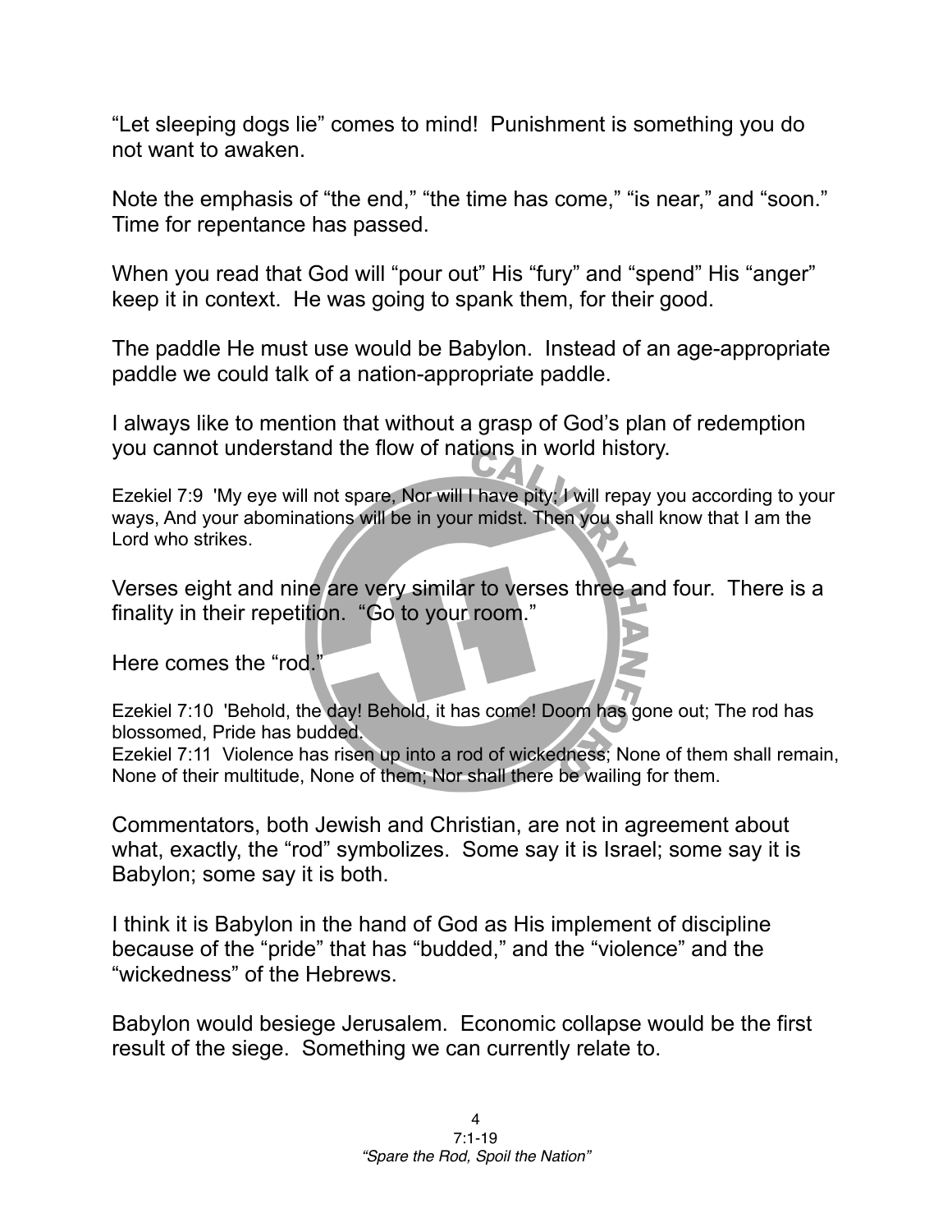"Let sleeping dogs lie" comes to mind! Punishment is something you do not want to awaken.

Note the emphasis of "the end," "the time has come," "is near," and "soon." Time for repentance has passed.

When you read that God will "pour out" His "fury" and "spend" His "anger" keep it in context. He was going to spank them, for their good.

The paddle He must use would be Babylon. Instead of an age-appropriate paddle we could talk of a nation-appropriate paddle.

I always like to mention that without a grasp of God's plan of redemption you cannot understand the flow of nations in world history.

Ezekiel 7:9 'My eye will not spare, Nor will I have pity; I will repay you according to your ways, And your abominations will be in your midst. Then you shall know that I am the Lord who strikes.

Verses eight and nine are very similar to verses three and four. There is a finality in their repetition. "Go to your room."

Here comes the "rod."

Ezekiel 7:10 'Behold, the day! Behold, it has come! Doom has gone out; The rod has blossomed, Pride has budded.
Ezekiel 7:11 Violence has risen up into a rod of wickedness; None of them shall remain, None of their multitude, None of them; Nor shall there be wailing for them.

Commentators, both Jewish and Christian, are not in agreement about what, exactly, the "rod" symbolizes. Some say it is Israel; some say it is Babylon; some say it is both.

I think it is Babylon in the hand of God as His implement of discipline because of the "pride" that has "budded," and the "violence" and the "wickedness" of the Hebrews.

Babylon would besiege Jerusalem. Economic collapse would be the first result of the siege. Something we can currently relate to.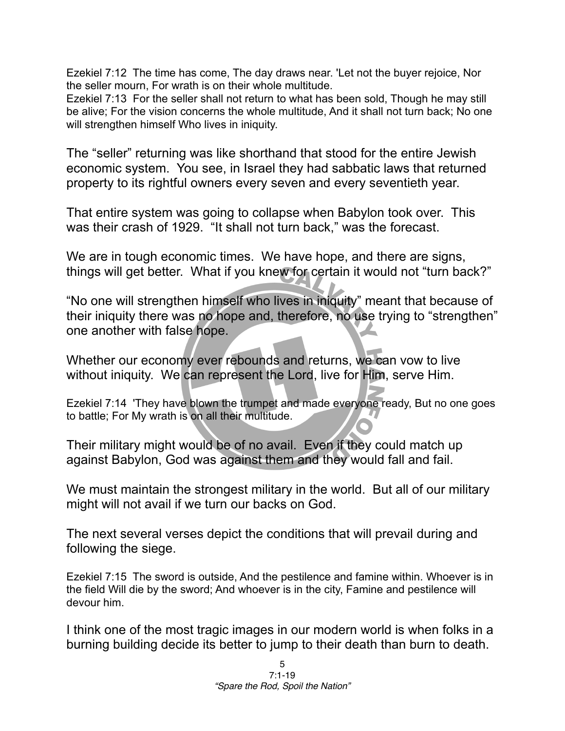Ezekiel 7:12 The time has come, The day draws near. 'Let not the buyer rejoice, Nor the seller mourn, For wrath is on their whole multitude.
Ezekiel 7:13 For the seller shall not return to what has been sold, Though he may still be alive; For the vision concerns the whole multitude, And it shall not turn back; No one will strengthen himself Who lives in iniquity.

The "seller" returning was like shorthand that stood for the entire Jewish economic system. You see, in Israel they had sabbatic laws that returned property to its rightful owners every seven and every seventieth year.

That entire system was going to collapse when Babylon took over. This was their crash of 1929. "It shall not turn back," was the forecast.

We are in tough economic times. We have hope, and there are signs, things will get better. What if you knew for certain it would not "turn back?"

"No one will strengthen himself who lives in iniquity" meant that because of their iniquity there was no hope and, therefore, no use trying to "strengthen" one another with false hope.

Whether our economy ever rebounds and returns, we can vow to live without iniquity. We can represent the Lord, live for Him, serve Him.

Ezekiel 7:14 'They have blown the trumpet and made everyone ready, But no one goes to battle; For My wrath is on all their multitude.

Their military might would be of no avail. Even if they could match up against Babylon, God was against them and they would fall and fail.

We must maintain the strongest military in the world. But all of our military might will not avail if we turn our backs on God.

The next several verses depict the conditions that will prevail during and following the siege.

Ezekiel 7:15 The sword is outside, And the pestilence and famine within. Whoever is in the field Will die by the sword; And whoever is in the city, Famine and pestilence will devour him.

I think one of the most tragic images in our modern world is when folks in a burning building decide its better to jump to their death than burn to death.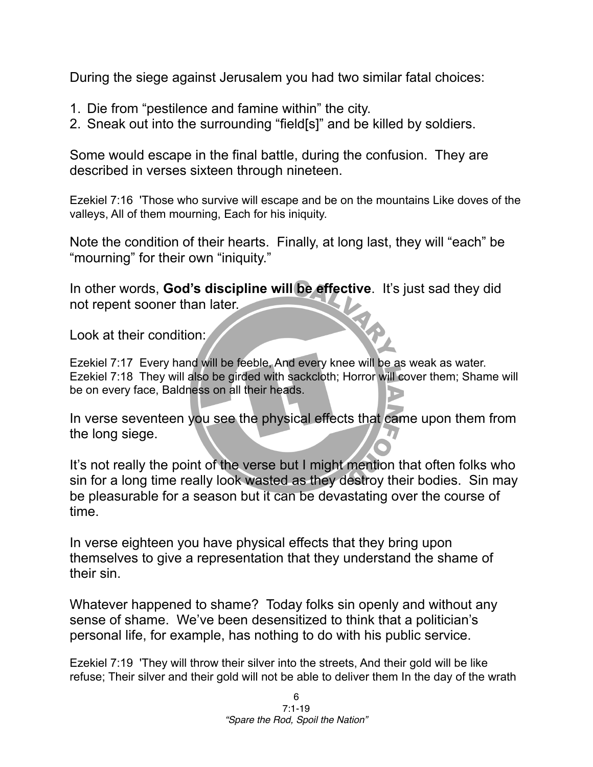During the siege against Jerusalem you had two similar fatal choices:

1. Die from “pestilence and famine within” the city.
2. Sneak out into the surrounding “field[s]” and be killed by soldiers.

Some would escape in the final battle, during the confusion. They are described in verses sixteen through nineteen.

Ezekiel 7:16 'Those who survive will escape and be on the mountains Like doves of the valleys, All of them mourning, Each for his iniquity.

Note the condition of their hearts. Finally, at long last, they will “each” be “mourning” for their own “iniquity.”

In other words, **God’s discipline will be effective**. It’s just sad they did not repent sooner than later.

Look at their condition:

Ezekiel 7:17 Every hand will be feeble, And every knee will be as weak as water.
Ezekiel 7:18 They will also be girded with sackcloth; Horror will cover them; Shame will be on every face, Baldness on all their heads.

In verse seventeen you see the physical effects that came upon them from the long siege.

It’s not really the point of the verse but I might mention that often folks who sin for a long time really look wasted as they destroy their bodies. Sin may be pleasurable for a season but it can be devastating over the course of time.

In verse eighteen you have physical effects that they bring upon themselves to give a representation that they understand the shame of their sin.

Whatever happened to shame? Today folks sin openly and without any sense of shame. We’ve been desensitized to think that a politician’s personal life, for example, has nothing to do with his public service.

Ezekiel 7:19 'They will throw their silver into the streets, And their gold will be like refuse; Their silver and their gold will not be able to deliver them In the day of the wrath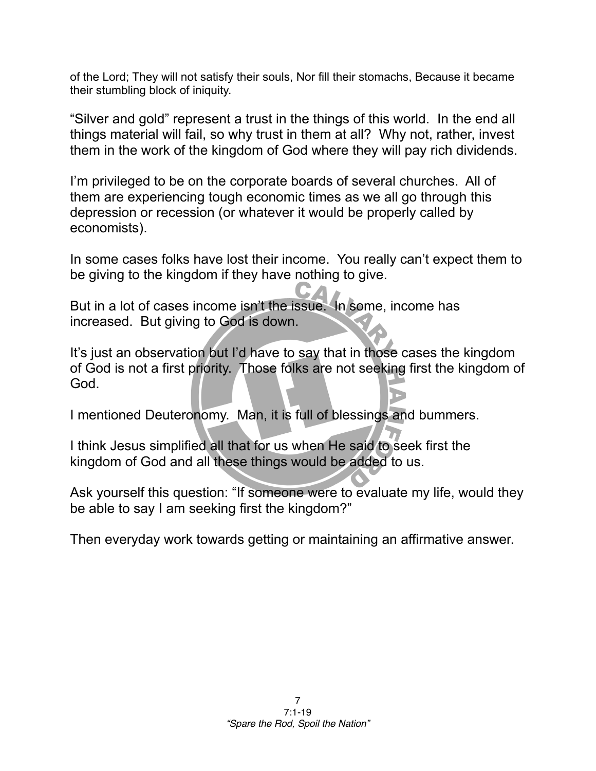of the Lord; They will not satisfy their souls, Nor fill their stomachs, Because it became their stumbling block of iniquity.

“Silver and gold” represent a trust in the things of this world. In the end all things material will fail, so why trust in them at all? Why not, rather, invest them in the work of the kingdom of God where they will pay rich dividends.

I’m privileged to be on the corporate boards of several churches. All of them are experiencing tough economic times as we all go through this depression or recession (or whatever it would be properly called by economists).

In some cases folks have lost their income. You really can’t expect them to be giving to the kingdom if they have nothing to give.

But in a lot of cases income isn’t the issue. In some, income has increased. But giving to God is down.

It’s just an observation but I’d have to say that in those cases the kingdom of God is not a first priority. Those folks are not seeking first the kingdom of God.

I mentioned Deuteronomy. Man, it is full of blessings and bummers.

I think Jesus simplified all that for us when He said to seek first the kingdom of God and all these things would be added to us.

Ask yourself this question: “If someone were to evaluate my life, would they be able to say I am seeking first the kingdom?”

Then everyday work towards getting or maintaining an affirmative answer.